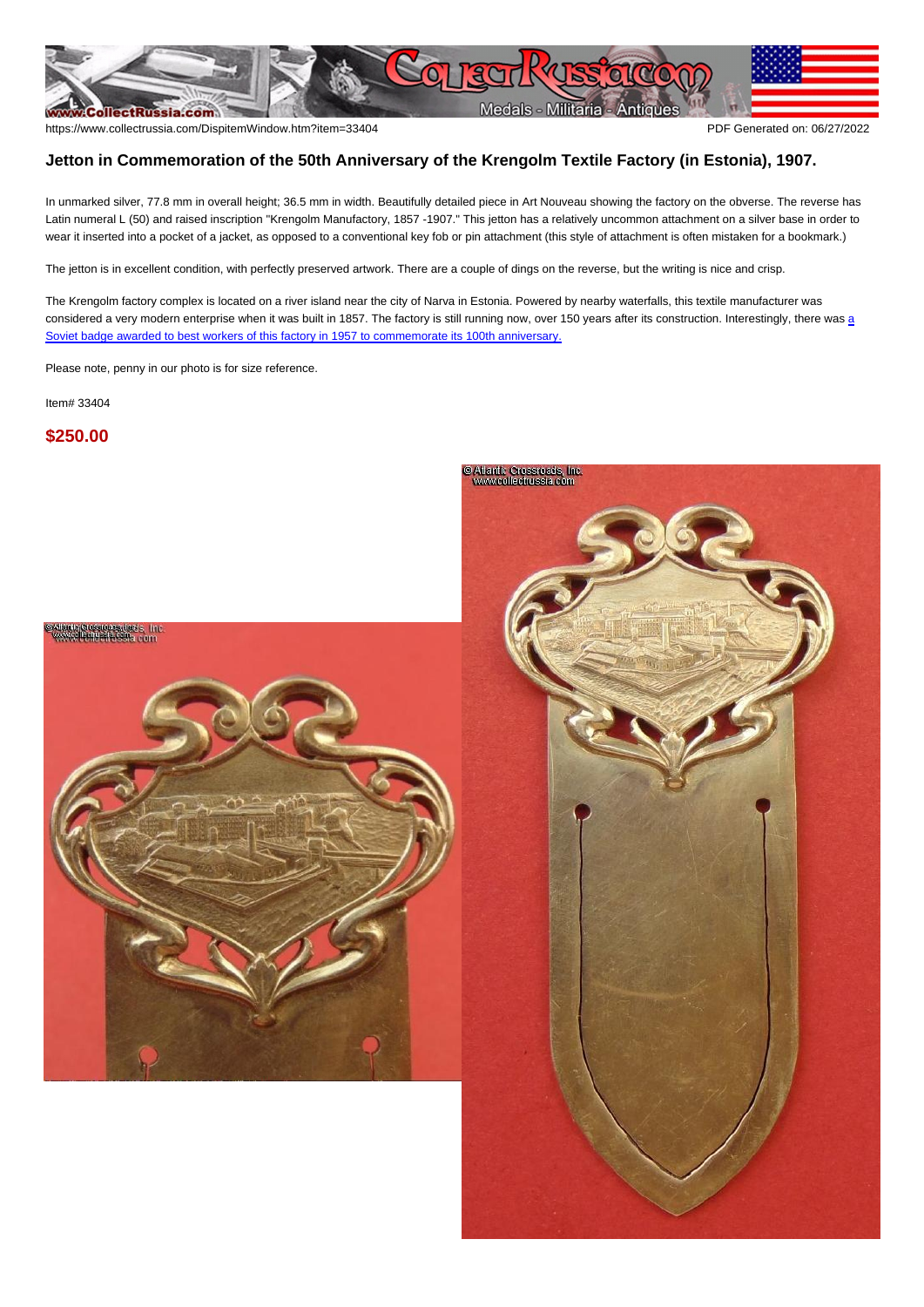https://www.collectrussia.com/DispitemWindow.htm?item=33404 PDF Generated on: 06/27/2022

## Jetton in Commemoration of the 50th Anniversary of the Krengolm Textile Factory (in Estonia), 1907.

In unmarked silver, 77.8 mm in overall height; 36.5 mm in width. Beautifully detailed piece in Art Nouveau showing the factory on the obverse. The reverse has Latin numeral L (50) and raised inscription "Krengolm Manufactory, 1857 -1907." This jetton has a relatively uncommon attachment on a silver base in order to wear it inserted into a pocket of a jacket, as opposed to a conventional key fob or pin attachment (this style of attachment is often mistaken for a bookmark.)

The jetton is in excellent condition, with perfectly preserved artwork. There are a couple of dings on the reverse, but the writing is nice and crisp.

The Krengolm factory complex is located on a river island near the city of Narva in Estonia. Powered by nearby waterfalls, this textile manufacturer was considered a very modern enterprise when it was built in 1857. The factory is still running now, over 150 years after its construction. Interestingly, there was a Soviet badge awarded to best workers of this factory in 1957 to commemorate its 100th anniversary.

Please note, penny in our photo is for size reference.

Item# 33404

**$250.00**